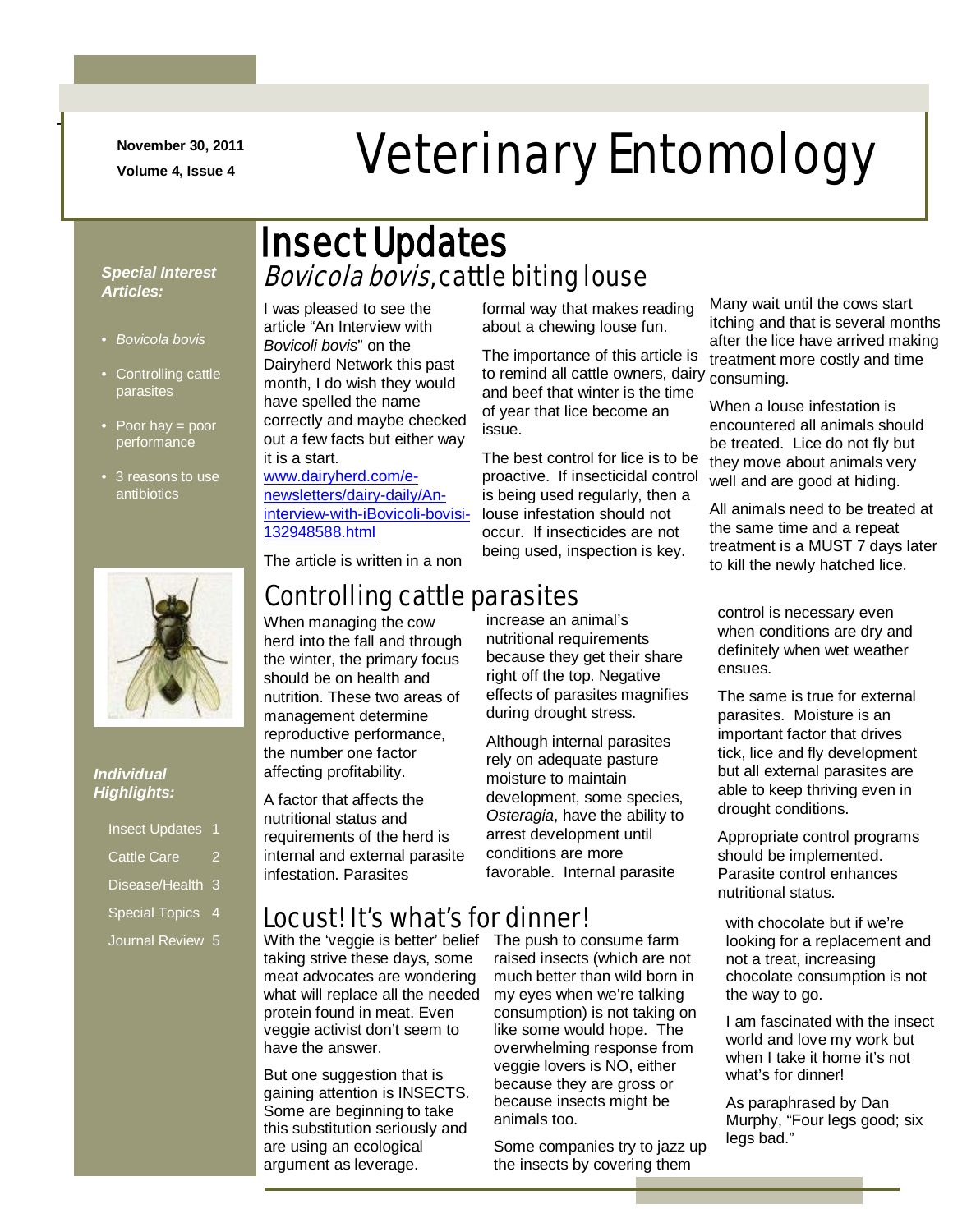November 30, 2011

Volume 4, Issue 4

# Veterinary Entomology

**_Special Interest Articles:_**

- _Bovicola bovis_
- Controlling cattle parasites
- Poor hay = poor performance
- 3 reasons to use antibiotics

**_Individual Highlights:_**

- Insect Updates 1
- Cattle Care 2
- Disease/Health 3
- Special Topics 4
- Journal Review 5

# Insect Updates

## _Bovicola bovis_, cattle biting louse

I was pleased to see the article "An Interview with _Bovicoli bovis_" on the Dairyherd Network this past month, I do wish they would have spelled the name correctly and maybe checked out a few facts but either way it is a start. www.dairyherd.com/e-newsletters/dairy-daily/An-interview-with-iBovicoli-bovisi-132948588.html

The article is written in a non formal way that makes reading about a chewing louse fun.

The importance of this article is to remind all cattle owners, dairy and beef that winter is the time of year that lice become an issue.

The best control for lice is to be proactive. If insecticidal control is being used regularly, then a louse infestation should not occur. If insecticides are not being used, inspection is key. Many wait until the cows start itching and that is several months after the lice have arrived making treatment more costly and time consuming.

When a louse infestation is encountered all animals should be treated. Lice do not fly but they move about animals very well and are good at hiding.

All animals need to be treated at the same time and a repeat treatment is a MUST 7 days later to kill the newly hatched lice.

## Controlling cattle parasites

When managing the cow herd into the fall and through the winter, the primary focus should be on health and nutrition. These two areas of management determine reproductive performance, the number one factor affecting profitability.

A factor that affects the nutritional status and requirements of the herd is internal and external parasite infestation. Parasites increase an animal's nutritional requirements because they get their share right off the top. Negative effects of parasites magnifies during drought stress.

Although internal parasites rely on adequate pasture moisture to maintain development, some species, _Osteragia_, have the ability to arrest development until conditions are more favorable. Internal parasite control is necessary even when conditions are dry and definitely when wet weather ensues.

The same is true for external parasites. Moisture is an important factor that drives tick, lice and fly development but all external parasites are able to keep thriving even in drought conditions.

Appropriate control programs should be implemented. Parasite control enhances nutritional status.

## Locust! It's what's for dinner!

With the 'veggie is better' belief taking strive these days, some meat advocates are wondering what will replace all the needed protein found in meat. Even veggie activist don't seem to have the answer.

But one suggestion that is gaining attention is INSECTS. Some are beginning to take this substitution seriously and are using an ecological argument as leverage.

The push to consume farm raised insects (which are not much better than wild born in my eyes when we're talking consumption) is not taking on like some would hope. The overwhelming response from veggie lovers is NO, either because they are gross or because insects might be animals too.

Some companies try to jazz up the insects by covering them with chocolate but if we're looking for a replacement and not a treat, increasing chocolate consumption is not the way to go.

I am fascinated with the insect world and love my work but when I take it home it's not what's for dinner!

As paraphrased by Dan Murphy, "Four legs good; six legs bad."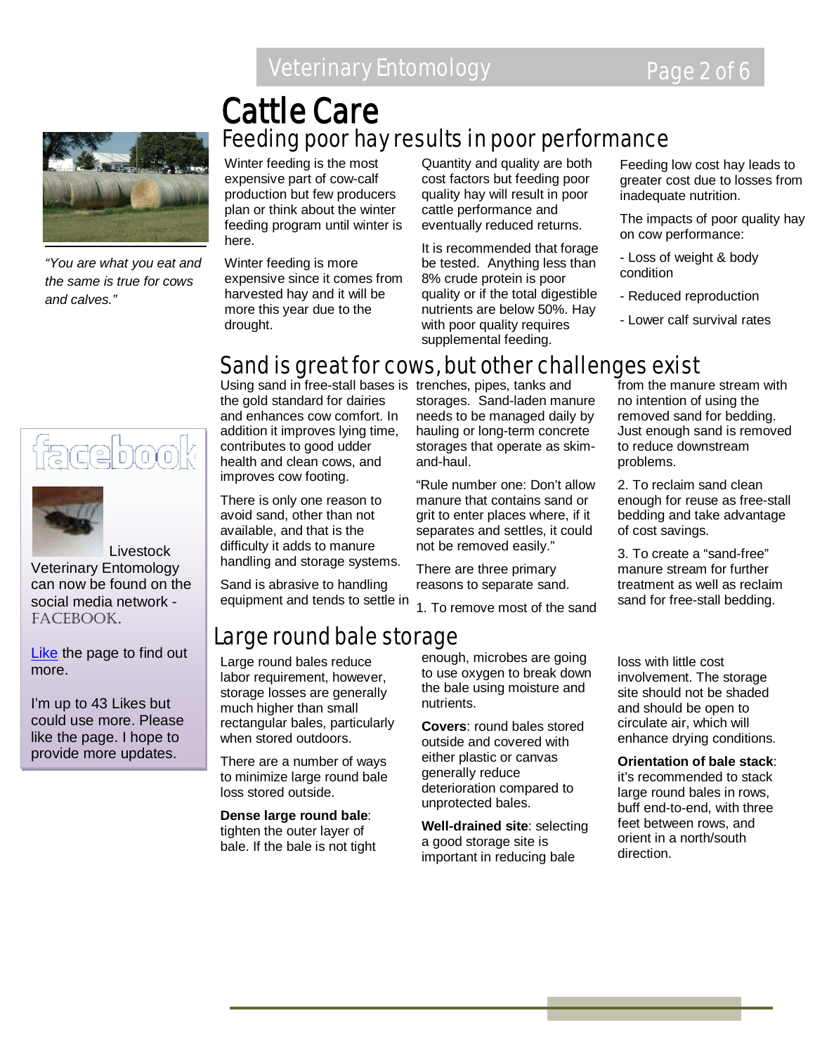# Cattle Care

## Feeding poor hay results in poor performance

Winter feeding is the most expensive part of cow-calf production but few producers plan or think about the winter feeding program until winter is here.

Winter feeding is more expensive since it comes from harvested hay and it will be more this year due to the drought.

Quantity and quality are both cost factors but feeding poor quality hay will result in poor cattle performance and eventually reduced returns.

It is recommended that forage be tested. Anything less than 8% crude protein is poor quality or if the total digestible nutrients are below 50%. Hay with poor quality requires supplemental feeding.

Feeding low cost hay leads to greater cost due to losses from inadequate nutrition.

The impacts of poor quality hay on cow performance:

- Loss of weight & body condition
- Reduced reproduction
- Lower calf survival rates

*"You are what you eat and the same is true for cows and calves."*

## Sand is great for cows, but other challenges exist

Using sand in free-stall bases is the gold standard for dairies and enhances cow comfort. In addition it improves lying time, contributes to good udder health and clean cows, and improves cow footing.

There is only one reason to avoid sand, other than not available, and that is the difficulty it adds to manure handling and storage systems.

Sand is abrasive to handling equipment and tends to settle in trenches, pipes, tanks and storages. Sand-laden manure needs to be managed daily by hauling or long-term concrete storages that operate as skim-and-haul.

"Rule number one: Don't allow manure that contains sand or grit to enter places where, if it separates and settles, it could not be removed easily."

There are three primary reasons to separate sand.

1. To remove most of the sand from the manure stream with no intention of using the removed sand for bedding. Just enough sand is removed to reduce downstream problems.
2. To reclaim sand clean enough for reuse as free-stall bedding and take advantage of cost savings.
3. To create a "sand-free" manure stream for further treatment as well as reclaim sand for free-stall bedding.

## Large round bale storage

Large round bales reduce labor requirement, however, storage losses are generally much higher than small rectangular bales, particularly when stored outdoors.

There are a number of ways to minimize large round bale loss stored outside.

**Dense large round bale**: tighten the outer layer of bale. If the bale is not tight enough, microbes are going to use oxygen to break down the bale using moisture and nutrients.

**Covers**: round bales stored outside and covered with either plastic or canvas generally reduce deterioration compared to unprotected bales.

**Well-drained site**: selecting a good storage site is important in reducing bale loss with little cost involvement. The storage site should not be shaded and should be open to circulate air, which will enhance drying conditions.

**Orientation of bale stack**: it's recommended to stack large round bales in rows, buff end-to-end, with three feet between rows, and orient in a north/south direction.

---

facebook

Livestock Veterinary Entomology can now be found on the social media network - FACEBOOK.

[Like](#) the page to find out more.

I'm up to 43 Likes but could use more. Please like the page. I hope to provide more updates.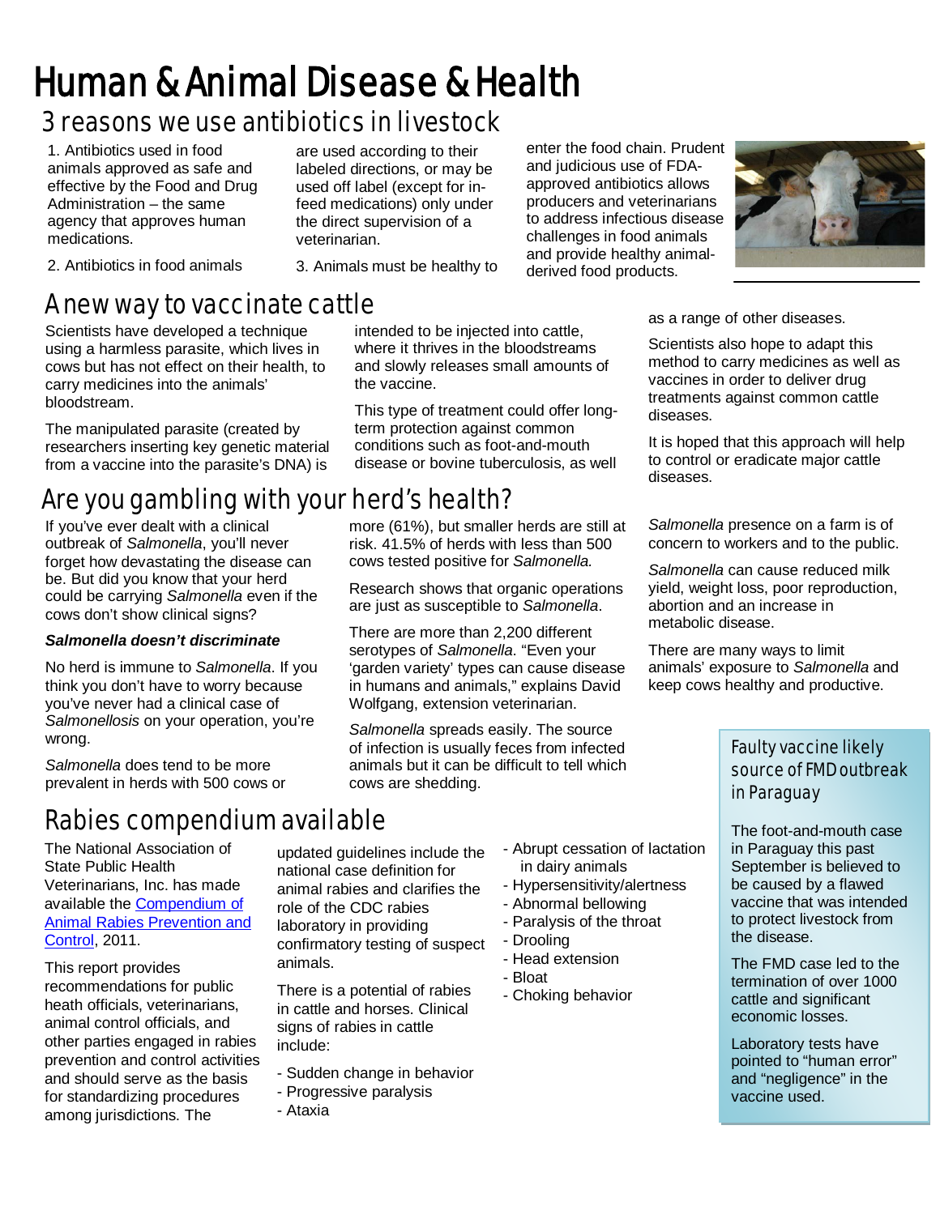# Human & Animal Disease & Health

## 3 reasons we use antibiotics in livestock

1. Antibiotics used in food animals approved as safe and effective by the Food and Drug Administration – the same agency that approves human medications.

2. Antibiotics in food animals are used according to their labeled directions, or may be used off label (except for in-feed medications) only under the direct supervision of a veterinarian.

3. Animals must be healthy to enter the food chain. Prudent and judicious use of FDA-approved antibiotics allows producers and veterinarians to address infectious disease challenges in food animals and provide healthy animal-derived food products.

## A new way to vaccinate cattle

Scientists have developed a technique using a harmless parasite, which lives in cows but has not effect on their health, to carry medicines into the animals' bloodstream.

The manipulated parasite (created by researchers inserting key genetic material from a vaccine into the parasite's DNA) is intended to be injected into cattle, where it thrives in the bloodstreams and slowly releases small amounts of the vaccine.

This type of treatment could offer long-term protection against common conditions such as foot-and-mouth disease or bovine tuberculosis, as well as a range of other diseases.

Scientists also hope to adapt this method to carry medicines as well as vaccines in order to deliver drug treatments against common cattle diseases.

It is hoped that this approach will help to control or eradicate major cattle diseases.

## Are you gambling with your herd's health?

If you've ever dealt with a clinical outbreak of *Salmonella*, you'll never forget how devastating the disease can be. But did you know that your herd could be carrying *Salmonella* even if the cows don't show clinical signs?

***Salmonella doesn't discriminate***

No herd is immune to *Salmonella*. If you think you don't have to worry because you've never had a clinical case of *Salmonellosis* on your operation, you're wrong.

*Salmonella* does tend to be more prevalent in herds with 500 cows or more (61%), but smaller herds are still at risk. 41.5% of herds with less than 500 cows tested positive for *Salmonella.*

Research shows that organic operations are just as susceptible to *Salmonella*.

There are more than 2,200 different serotypes of *Salmonella*. "Even your 'garden variety' types can cause disease in humans and animals," explains David Wolfgang, extension veterinarian.

*Salmonella* spreads easily. The source of infection is usually feces from infected animals but it can be difficult to tell which cows are shedding.

*Salmonella* presence on a farm is of concern to workers and to the public.

*Salmonella* can cause reduced milk yield, weight loss, poor reproduction, abortion and an increase in metabolic disease.

There are many ways to limit animals' exposure to *Salmonella* and keep cows healthy and productive.

## Rabies compendium available

The National Association of State Public Health Veterinarians, Inc. has made available the Compendium of Animal Rabies Prevention and Control, 2011.

This report provides recommendations for public heath officials, veterinarians, animal control officials, and other parties engaged in rabies prevention and control activities and should serve as the basis for standardizing procedures among jurisdictions. The updated guidelines include the national case definition for animal rabies and clarifies the role of the CDC rabies laboratory in providing confirmatory testing of suspect animals.

There is a potential of rabies in cattle and horses. Clinical signs of rabies in cattle include:

- Sudden change in behavior
- Progressive paralysis
- Ataxia
- Abrupt cessation of lactation in dairy animals
- Hypersensitivity/alertness
- Abnormal bellowing
- Paralysis of the throat
- Drooling
- Head extension
- Bloat
- Choking behavior

## Faulty vaccine likely source of FMD outbreak in Paraguay

The foot-and-mouth case in Paraguay this past September is believed to be caused by a flawed vaccine that was intended to protect livestock from the disease.

The FMD case led to the termination of over 1000 cattle and significant economic losses.

Laboratory tests have pointed to "human error" and "negligence" in the vaccine used.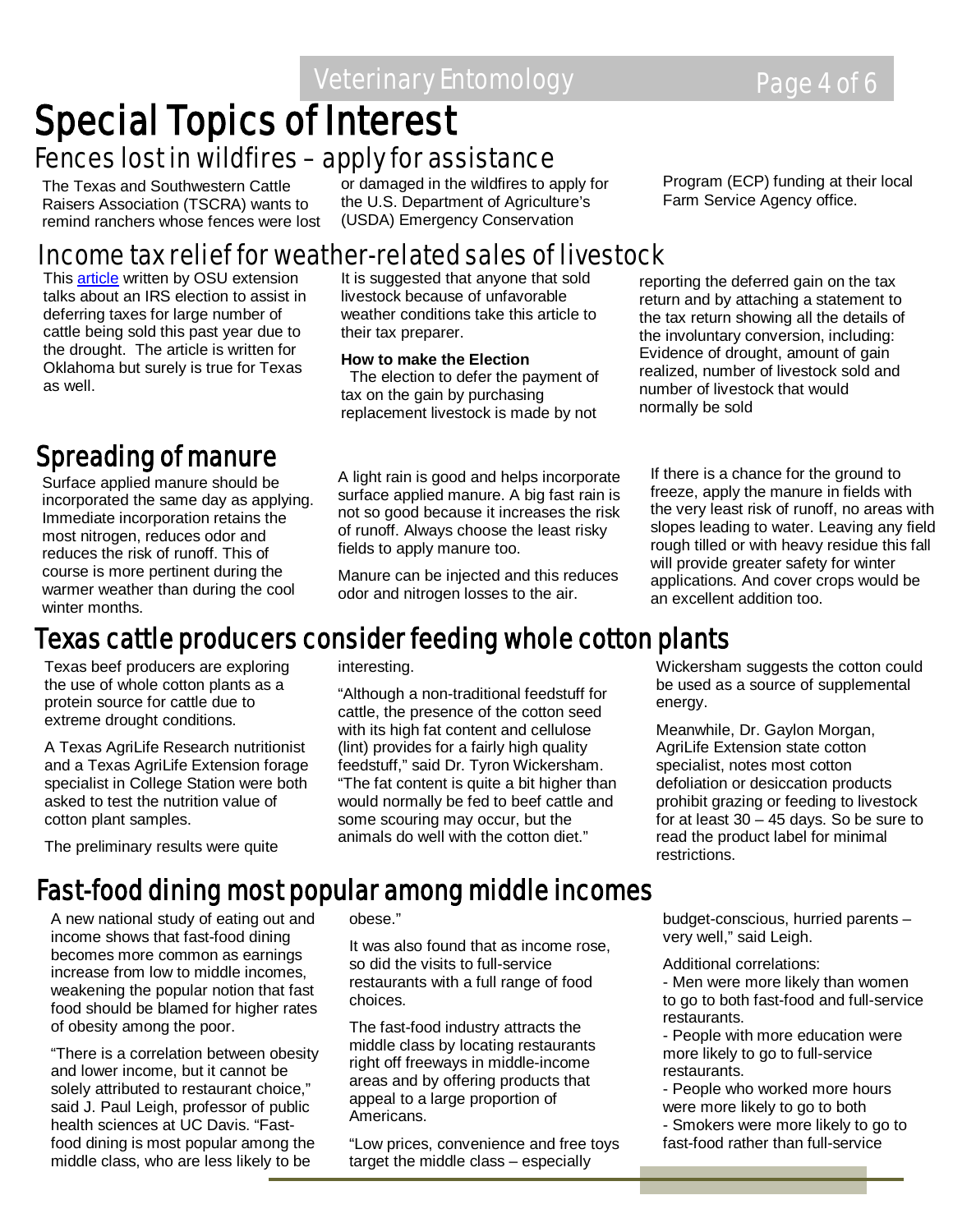# Special Topics of Interest

## Fences lost in wildfires – apply for assistance

The Texas and Southwestern Cattle Raisers Association (TSCRA) wants to remind ranchers whose fences were lost or damaged in the wildfires to apply for the U.S. Department of Agriculture's (USDA) Emergency Conservation Program (ECP) funding at their local Farm Service Agency office.

## Income tax relief for weather-related sales of livestock

This article written by OSU extension talks about an IRS election to assist in deferring taxes for large number of cattle being sold this past year due to the drought. The article is written for Oklahoma but surely is true for Texas as well.

It is suggested that anyone that sold livestock because of unfavorable weather conditions take this article to their tax preparer.

**How to make the Election**

The election to defer the payment of tax on the gain by purchasing replacement livestock is made by not reporting the deferred gain on the tax return and by attaching a statement to the tax return showing all the details of the involuntary conversion, including: Evidence of drought, amount of gain realized, number of livestock sold and number of livestock that would normally be sold

## Spreading of manure

Surface applied manure should be incorporated the same day as applying. Immediate incorporation retains the most nitrogen, reduces odor and reduces the risk of runoff. This of course is more pertinent during the warmer weather than during the cool winter months.

A light rain is good and helps incorporate surface applied manure. A big fast rain is not so good because it increases the risk of runoff. Always choose the least risky fields to apply manure too.

Manure can be injected and this reduces odor and nitrogen losses to the air.

If there is a chance for the ground to freeze, apply the manure in fields with the very least risk of runoff, no areas with slopes leading to water. Leaving any field rough tilled or with heavy residue this fall will provide greater safety for winter applications. And cover crops would be an excellent addition too.

## Texas cattle producers consider feeding whole cotton plants

Texas beef producers are exploring the use of whole cotton plants as a protein source for cattle due to extreme drought conditions.

A Texas AgriLife Research nutritionist and a Texas AgriLife Extension forage specialist in College Station were both asked to test the nutrition value of cotton plant samples.

The preliminary results were quite interesting.

"Although a non-traditional feedstuff for cattle, the presence of the cotton seed with its high fat content and cellulose (lint) provides for a fairly high quality feedstuff," said Dr. Tyron Wickersham. "The fat content is quite a bit higher than would normally be fed to beef cattle and some scouring may occur, but the animals do well with the cotton diet."

Wickersham suggests the cotton could be used as a source of supplemental energy.

Meanwhile, Dr. Gaylon Morgan, AgriLife Extension state cotton specialist, notes most cotton defoliation or desiccation products prohibit grazing or feeding to livestock for at least 30 – 45 days. So be sure to read the product label for minimal restrictions.

## Fast-food dining most popular among middle incomes

A new national study of eating out and income shows that fast-food dining becomes more common as earnings increase from low to middle incomes, weakening the popular notion that fast food should be blamed for higher rates of obesity among the poor.

"There is a correlation between obesity and lower income, but it cannot be solely attributed to restaurant choice," said J. Paul Leigh, professor of public health sciences at UC Davis. "Fast-food dining is most popular among the middle class, who are less likely to be obese."

It was also found that as income rose, so did the visits to full-service restaurants with a full range of food choices.

The fast-food industry attracts the middle class by locating restaurants right off freeways in middle-income areas and by offering products that appeal to a large proportion of Americans.

"Low prices, convenience and free toys target the middle class – especially budget-conscious, hurried parents – very well," said Leigh.

Additional correlations:

- Men were more likely than women to go to both fast-food and full-service restaurants.
- People with more education were more likely to go to full-service restaurants.
- People who worked more hours were more likely to go to both
- Smokers were more likely to go to fast-food rather than full-service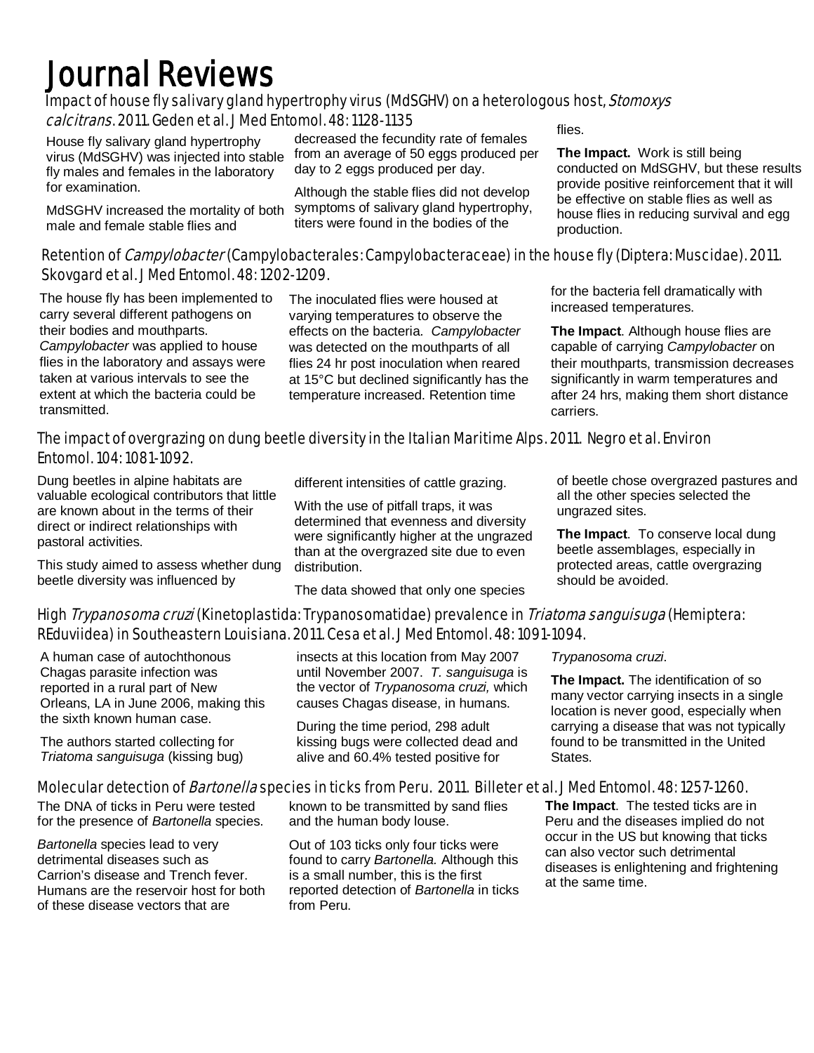# Journal Reviews

## Impact of house fly salivary gland hypertrophy virus (MdSGHV) on a heterologous host, *Stomoxys calcitrans*. 2011. Geden et al. J Med Entomol. 48: 1128-1135

House fly salivary gland hypertrophy virus (MdSGHV) was injected into stable fly males and females in the laboratory for examination.

MdSGHV increased the mortality of both male and female stable flies and decreased the fecundity rate of females from an average of 50 eggs produced per day to 2 eggs produced per day.

Although the stable flies did not develop symptoms of salivary gland hypertrophy, titers were found in the bodies of the flies.

**The Impact.** Work is still being conducted on MdSGHV, but these results provide positive reinforcement that it will be effective on stable flies as well as house flies in reducing survival and egg production.

## Retention of *Campylobacter* (Campylobacterales: Campylobacteraceae) in the house fly (Diptera: Muscidae). 2011. Skovgard et al. J Med Entomol. 48: 1202-1209.

The house fly has been implemented to carry several different pathogens on their bodies and mouthparts. *Campylobacter* was applied to house flies in the laboratory and assays were taken at various intervals to see the extent at which the bacteria could be transmitted.

The inoculated flies were housed at varying temperatures to observe the effects on the bacteria. *Campylobacter* was detected on the mouthparts of all flies 24 hr post inoculation when reared at 15°C but declined significantly has the temperature increased. Retention time for the bacteria fell dramatically with increased temperatures.

**The Impact**. Although house flies are capable of carrying *Campylobacter* on their mouthparts, transmission decreases significantly in warm temperatures and after 24 hrs, making them short distance carriers.

## The impact of overgrazing on dung beetle diversity in the Italian Maritime Alps. 2011. Negro et al. Environ Entomol. 104: 1081-1092.

Dung beetles in alpine habitats are valuable ecological contributors that little are known about in the terms of their direct or indirect relationships with pastoral activities.

This study aimed to assess whether dung beetle diversity was influenced by different intensities of cattle grazing.

With the use of pitfall traps, it was determined that evenness and diversity were significantly higher at the ungrazed than at the overgrazed site due to even distribution.

The data showed that only one species of beetle chose overgrazed pastures and all the other species selected the ungrazed sites.

**The Impact**. To conserve local dung beetle assemblages, especially in protected areas, cattle overgrazing should be avoided.

## High *Trypanosoma cruzi* (Kinetoplastida: Trypanosomatidae) prevalence in *Triatoma sanguisuga* (Hemiptera: REduviidea) in Southeastern Louisiana. 2011. Cesa et al. J Med Entomol. 48: 1091-1094.

A human case of autochthonous Chagas parasite infection was reported in a rural part of New Orleans, LA in June 2006, making this the sixth known human case.

The authors started collecting for *Triatoma sanguisuga* (kissing bug) insects at this location from May 2007 until November 2007. *T. sanguisuga* is the vector of *Trypanosoma cruzi,* which causes Chagas disease, in humans.

During the time period, 298 adult kissing bugs were collected dead and alive and 60.4% tested positive for *Trypanosoma cruzi*.

**The Impact.** The identification of so many vector carrying insects in a single location is never good, especially when carrying a disease that was not typically found to be transmitted in the United States.

## Molecular detection of *Bartonella* species in ticks from Peru. 2011. Billeter et al. J Med Entomol. 48: 1257-1260.

The DNA of ticks in Peru were tested for the presence of *Bartonella* species.

*Bartonella* species lead to very detrimental diseases such as Carrion's disease and Trench fever. Humans are the reservoir host for both of these disease vectors that are known to be transmitted by sand flies and the human body louse.

Out of 103 ticks only four ticks were found to carry *Bartonella.* Although this is a small number, this is the first reported detection of *Bartonella* in ticks from Peru.

**The Impact**. The tested ticks are in Peru and the diseases implied do not occur in the US but knowing that ticks can also vector such detrimental diseases is enlightening and frightening at the same time.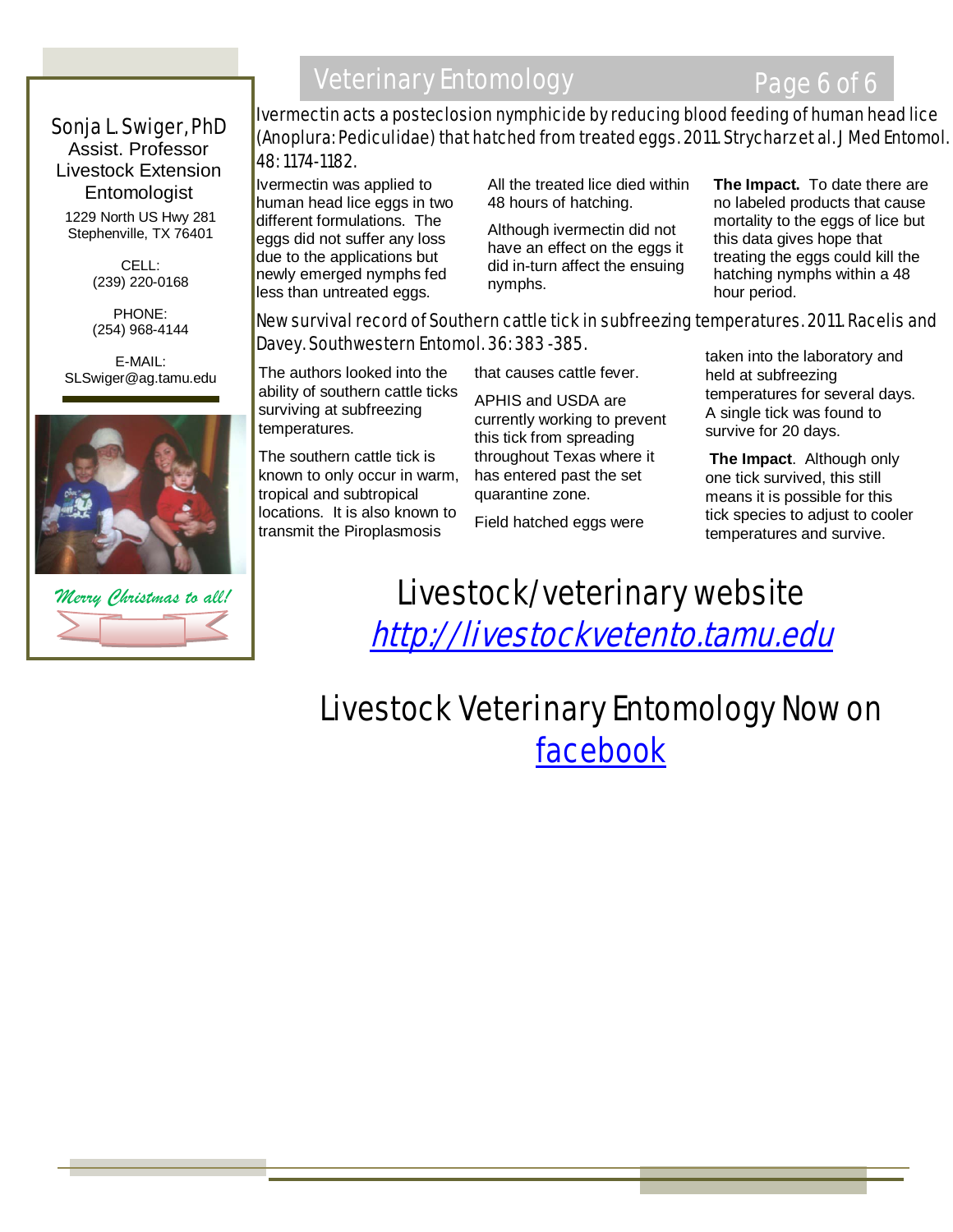Sonja L. Swiger, PhD
Assist. Professor
Livestock Extension Entomologist

1229 North US Hwy 281
Stephenville, TX 76401

CELL:
(239) 220-0168

PHONE:
(254) 968-4144

E-MAIL:
SLSwiger@ag.tamu.edu

*Merry Christmas to all!*

# Veterinary Entomology

## Ivermectin acts a posteclosion nymphicide by reducing blood feeding of human head lice (Anoplura: Pediculidae) that hatched from treated eggs. 2011. Strycharz et al. J Med Entomol. 48: 1174-1182.

Ivermectin was applied to human head lice eggs in two different formulations. The eggs did not suffer any loss due to the applications but newly emerged nymphs fed less than untreated eggs.

All the treated lice died within 48 hours of hatching.

Although ivermectin did not have an effect on the eggs it did in-turn affect the ensuing nymphs.

**The Impact.** To date there are no labeled products that cause mortality to the eggs of lice but this data gives hope that treating the eggs could kill the hatching nymphs within a 48 hour period.

## New survival record of Southern cattle tick in subfreezing temperatures. 2011. Racelis and Davey. Southwestern Entomol. 36: 383-385.

The authors looked into the ability of southern cattle ticks surviving at subfreezing temperatures.

The southern cattle tick is known to only occur in warm, tropical and subtropical locations. It is also known to transmit the Piroplasmosis that causes cattle fever.

APHIS and USDA are currently working to prevent this tick from spreading throughout Texas where it has entered past the set quarantine zone.

Field hatched eggs were taken into the laboratory and held at subfreezing temperatures for several days. A single tick was found to survive for 20 days.

**The Impact**. Although only one tick survived, this still means it is possible for this tick species to adjust to cooler temperatures and survive.

## Livestock/veterinary website
[http://livestockvetento.tamu.edu](http://livestockvetento.tamu.edu)

## Livestock Veterinary Entomology Now on
facebook